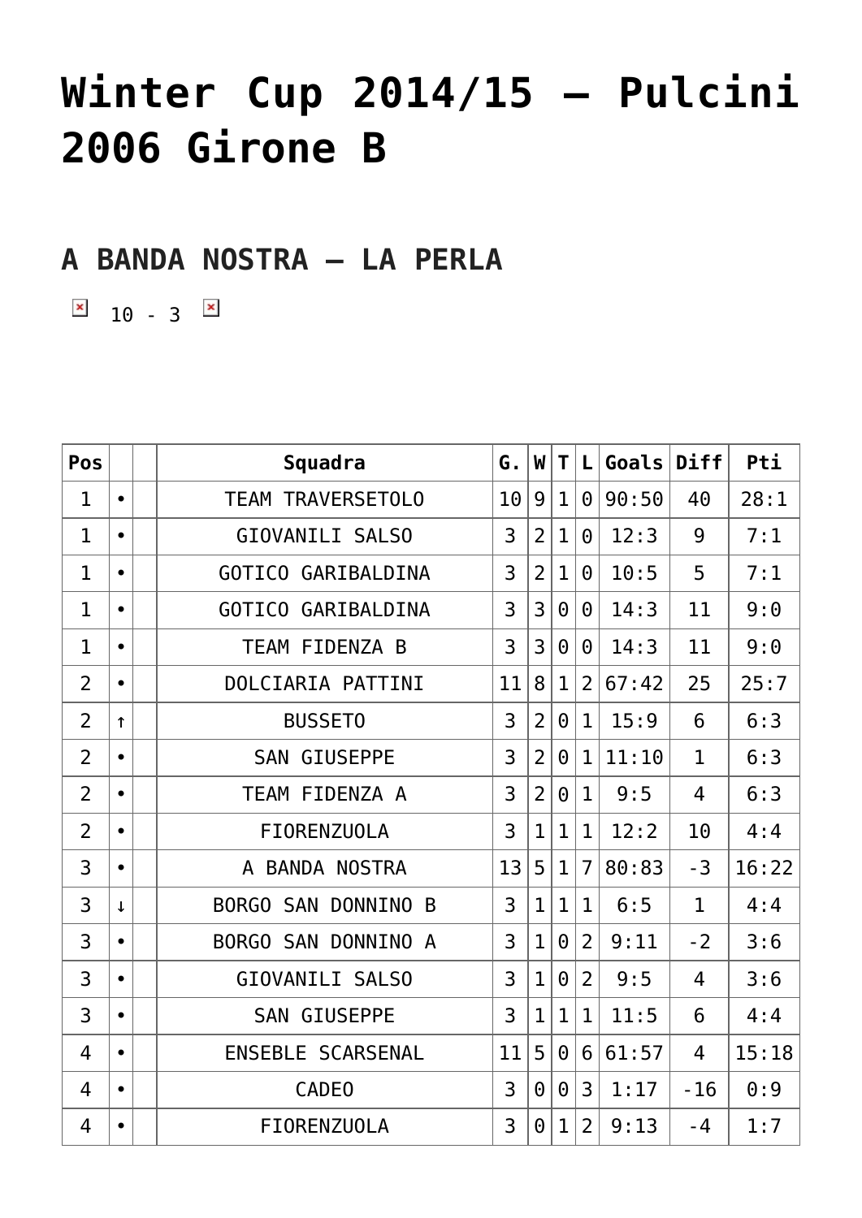# Winter Cup 2014/15 – Pulcini 2006 Girone B

## A BANDA NOSTRA – LA PERLA

10 - 3

| Pos | | | Squadra | G. | W | T | L | Goals | Diff | Pti |
|---|---|---|---|---|---|---|---|---|---|---|
| 1 | • | | TEAM TRAVERSETOLO | 10 | 9 | 1 | 0 | 90:50 | 40 | 28:1 |
| 1 | • | | GIOVANILI SALSO | 3 | 2 | 1 | 0 | 12:3 | 9 | 7:1 |
| 1 | • | | GOTICO GARIBALDINA | 3 | 2 | 1 | 0 | 10:5 | 5 | 7:1 |
| 1 | • | | GOTICO GARIBALDINA | 3 | 3 | 0 | 0 | 14:3 | 11 | 9:0 |
| 1 | • | | TEAM FIDENZA B | 3 | 3 | 0 | 0 | 14:3 | 11 | 9:0 |
| 2 | • | | DOLCIARIA PATTINI | 11 | 8 | 1 | 2 | 67:42 | 25 | 25:7 |
| 2 | ↑ | | BUSSETO | 3 | 2 | 0 | 1 | 15:9 | 6 | 6:3 |
| 2 | • | | SAN GIUSEPPE | 3 | 2 | 0 | 1 | 11:10 | 1 | 6:3 |
| 2 | • | | TEAM FIDENZA A | 3 | 2 | 0 | 1 | 9:5 | 4 | 6:3 |
| 2 | • | | FIORENZUOLA | 3 | 1 | 1 | 1 | 12:2 | 10 | 4:4 |
| 3 | • | | A BANDA NOSTRA | 13 | 5 | 1 | 7 | 80:83 | -3 | 16:22 |
| 3 | ↓ | | BORGO SAN DONNINO B | 3 | 1 | 1 | 1 | 6:5 | 1 | 4:4 |
| 3 | • | | BORGO SAN DONNINO A | 3 | 1 | 0 | 2 | 9:11 | -2 | 3:6 |
| 3 | • | | GIOVANILI SALSO | 3 | 1 | 0 | 2 | 9:5 | 4 | 3:6 |
| 3 | • | | SAN GIUSEPPE | 3 | 1 | 1 | 1 | 11:5 | 6 | 4:4 |
| 4 | • | | ENSEBLE SCARSENAL | 11 | 5 | 0 | 6 | 61:57 | 4 | 15:18 |
| 4 | • | | CADEO | 3 | 0 | 0 | 3 | 1:17 | -16 | 0:9 |
| 4 | • | | FIORENZUOLA | 3 | 0 | 1 | 2 | 9:13 | -4 | 1:7 |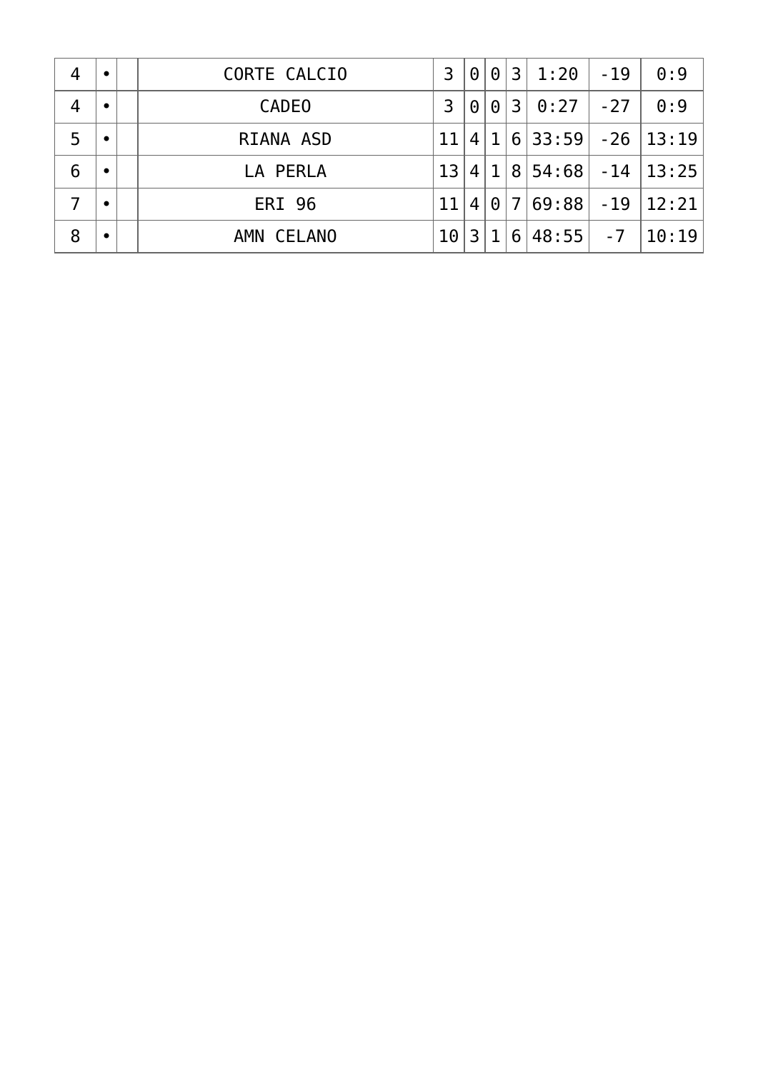| | | | | | | | | | | |
|---|---|---|---|---|---|---|---|---|---|---|
| 4 | • | | CORTE CALCIO | 3 | 0 | 0 | 3 | 1:20 | -19 | 0:9 |
| 4 | • | | CADEO | 3 | 0 | 0 | 3 | 0:27 | -27 | 0:9 |
| 5 | • | | RIANA ASD | 11 | 4 | 1 | 6 | 33:59 | -26 | 13:19 |
| 6 | • | | LA PERLA | 13 | 4 | 1 | 8 | 54:68 | -14 | 13:25 |
| 7 | • | | ERI 96 | 11 | 4 | 0 | 7 | 69:88 | -19 | 12:21 |
| 8 | • | | AMN CELANO | 10 | 3 | 1 | 6 | 48:55 | -7 | 10:19 |